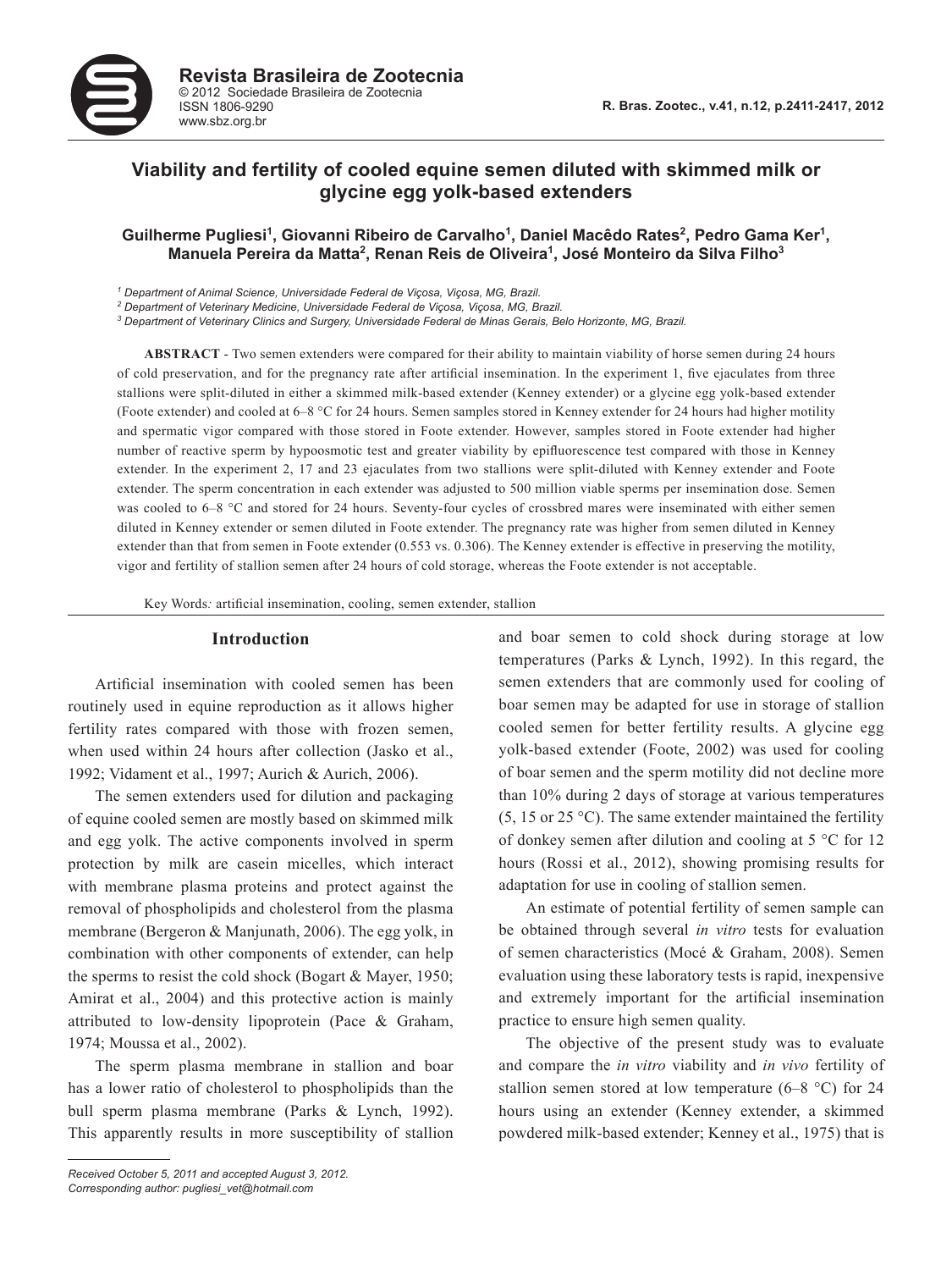# Viability and fertility of cooled equine semen diluted with skimmed milk or glycine egg yolk-based extenders

**Guilherme Pugliesi[1], Giovanni Ribeiro de Carvalho[1], Daniel Macêdo Rates[2], Pedro Gama Ker[1], Manuela Pereira da Matta[2], Renan Reis de Oliveira[1], José Monteiro da Silva Filho[3]**

[1] *Department of Animal Science, Universidade Federal de Viçosa, Viçosa, MG, Brazil.*
[2] *Department of Veterinary Medicine, Universidade Federal de Viçosa, Viçosa, MG, Brazil.*
[3] *Department of Veterinary Clinics and Surgery, Universidade Federal de Minas Gerais, Belo Horizonte, MG, Brazil.*

**ABSTRACT** - Two semen extenders were compared for their ability to maintain viability of horse semen during 24 hours of cold preservation, and for the pregnancy rate after artificial insemination. In the experiment 1, five ejaculates from three stallions were split-diluted in either a skimmed milk-based extender (Kenney extender) or a glycine egg yolk-based extender (Foote extender) and cooled at 6–8 °C for 24 hours. Semen samples stored in Kenney extender for 24 hours had higher motility and spermatic vigor compared with those stored in Foote extender. However, samples stored in Foote extender had higher number of reactive sperm by hypoosmotic test and greater viability by epifluorescence test compared with those in Kenney extender. In the experiment 2, 17 and 23 ejaculates from two stallions were split-diluted with Kenney extender and Foote extender. The sperm concentration in each extender was adjusted to 500 million viable sperms per insemination dose. Semen was cooled to 6–8 °C and stored for 24 hours. Seventy-four cycles of crossbred mares were inseminated with either semen diluted in Kenney extender or semen diluted in Foote extender. The pregnancy rate was higher from semen diluted in Kenney extender than that from semen in Foote extender (0.553 vs. 0.306). The Kenney extender is effective in preserving the motility, vigor and fertility of stallion semen after 24 hours of cold storage, whereas the Foote extender is not acceptable.

Key Words*:* artificial insemination, cooling, semen extender, stallion

## Introduction

Artificial insemination with cooled semen has been routinely used in equine reproduction as it allows higher fertility rates compared with those with frozen semen, when used within 24 hours after collection (Jasko et al., 1992; Vidament et al., 1997; Aurich & Aurich, 2006).

The semen extenders used for dilution and packaging of equine cooled semen are mostly based on skimmed milk and egg yolk. The active components involved in sperm protection by milk are casein micelles, which interact with membrane plasma proteins and protect against the removal of phospholipids and cholesterol from the plasma membrane (Bergeron & Manjunath, 2006). The egg yolk, in combination with other components of extender, can help the sperms to resist the cold shock (Bogart & Mayer, 1950; Amirat et al., 2004) and this protective action is mainly attributed to low-density lipoprotein (Pace & Graham, 1974; Moussa et al., 2002).

The sperm plasma membrane in stallion and boar has a lower ratio of cholesterol to phospholipids than the bull sperm plasma membrane (Parks & Lynch, 1992). This apparently results in more susceptibility of stallion and boar semen to cold shock during storage at low temperatures (Parks & Lynch, 1992). In this regard, the semen extenders that are commonly used for cooling of boar semen may be adapted for use in storage of stallion cooled semen for better fertility results. A glycine egg yolk-based extender (Foote, 2002) was used for cooling of boar semen and the sperm motility did not decline more than 10% during 2 days of storage at various temperatures (5, 15 or 25 °C). The same extender maintained the fertility of donkey semen after dilution and cooling at 5 °C for 12 hours (Rossi et al., 2012), showing promising results for adaptation for use in cooling of stallion semen.

An estimate of potential fertility of semen sample can be obtained through several *in vitro* tests for evaluation of semen characteristics (Mocé & Graham, 2008). Semen evaluation using these laboratory tests is rapid, inexpensive and extremely important for the artificial insemination practice to ensure high semen quality.

The objective of the present study was to evaluate and compare the *in vitro* viability and *in vivo* fertility of stallion semen stored at low temperature (6–8 °C) for 24 hours using an extender (Kenney extender, a skimmed powdered milk-based extender; Kenney et al., 1975) that is

*Received October 5, 2011 and accepted August 3, 2012.*
*Corresponding author: pugliesi_vet@hotmail.com*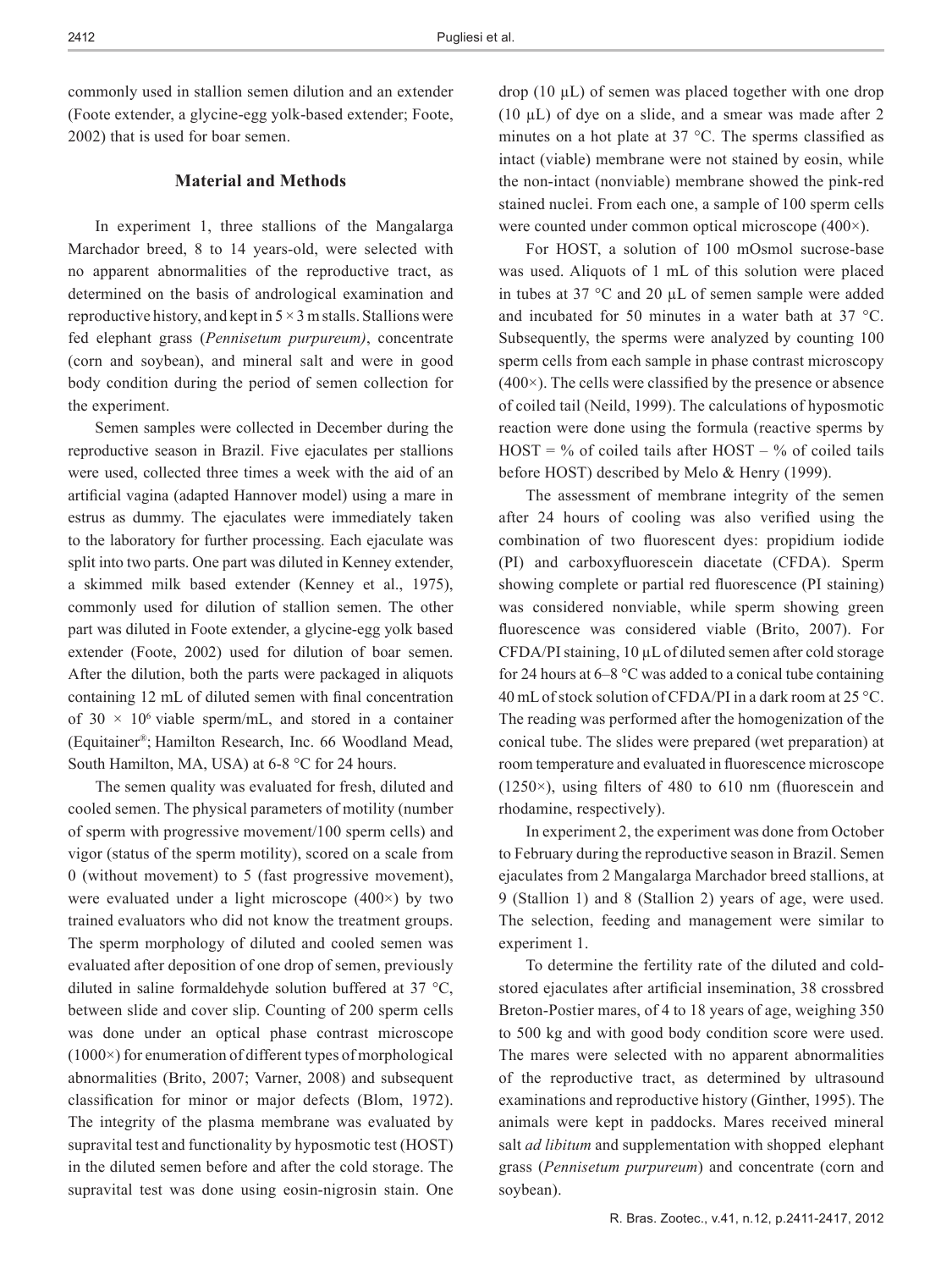commonly used in stallion semen dilution and an extender (Foote extender, a glycine-egg yolk-based extender; Foote, 2002) that is used for boar semen.

## Material and Methods

In experiment 1, three stallions of the Mangalarga Marchador breed, 8 to 14 years-old, were selected with no apparent abnormalities of the reproductive tract, as determined on the basis of andrological examination and reproductive history, and kept in $5 \times 3$ m stalls. Stallions were fed elephant grass (*Pennisetum purpureum)*, concentrate (corn and soybean), and mineral salt and were in good body condition during the period of semen collection for the experiment.

Semen samples were collected in December during the reproductive season in Brazil. Five ejaculates per stallions were used, collected three times a week with the aid of an artificial vagina (adapted Hannover model) using a mare in estrus as dummy. The ejaculates were immediately taken to the laboratory for further processing. Each ejaculate was split into two parts. One part was diluted in Kenney extender, a skimmed milk based extender (Kenney et al., 1975), commonly used for dilution of stallion semen. The other part was diluted in Foote extender, a glycine-egg yolk based extender (Foote, 2002) used for dilution of boar semen. After the dilution, both the parts were packaged in aliquots containing 12 mL of diluted semen with final concentration of $30 \times 10^6$ viable sperm/mL, and stored in a container (Equitainer®; Hamilton Research, Inc. 66 Woodland Mead, South Hamilton, MA, USA) at 6-8 °C for 24 hours.

The semen quality was evaluated for fresh, diluted and cooled semen. The physical parameters of motility (number of sperm with progressive movement/100 sperm cells) and vigor (status of the sperm motility), scored on a scale from 0 (without movement) to 5 (fast progressive movement), were evaluated under a light microscope (400×) by two trained evaluators who did not know the treatment groups. The sperm morphology of diluted and cooled semen was evaluated after deposition of one drop of semen, previously diluted in saline formaldehyde solution buffered at 37 °C, between slide and cover slip. Counting of 200 sperm cells was done under an optical phase contrast microscope (1000×) for enumeration of different types of morphological abnormalities (Brito, 2007; Varner, 2008) and subsequent classification for minor or major defects (Blom, 1972). The integrity of the plasma membrane was evaluated by supravital test and functionality by hyposmotic test (HOST) in the diluted semen before and after the cold storage. The supravital test was done using eosin-nigrosin stain. One drop (10 μL) of semen was placed together with one drop (10 μL) of dye on a slide, and a smear was made after 2 minutes on a hot plate at 37 °C. The sperms classified as intact (viable) membrane were not stained by eosin, while the non-intact (nonviable) membrane showed the pink-red stained nuclei. From each one, a sample of 100 sperm cells were counted under common optical microscope (400×).

For HOST, a solution of 100 mOsmol sucrose-base was used. Aliquots of 1 mL of this solution were placed in tubes at 37 °C and 20 μL of semen sample were added and incubated for 50 minutes in a water bath at 37 °C. Subsequently, the sperms were analyzed by counting 100 sperm cells from each sample in phase contrast microscopy (400×). The cells were classified by the presence or absence of coiled tail (Neild, 1999). The calculations of hyposmotic reaction were done using the formula (reactive sperms by HOST = % of coiled tails after HOST – % of coiled tails before HOST) described by Melo & Henry (1999).

The assessment of membrane integrity of the semen after 24 hours of cooling was also verified using the combination of two fluorescent dyes: propidium iodide (PI) and carboxyfluorescein diacetate (CFDA). Sperm showing complete or partial red fluorescence (PI staining) was considered nonviable, while sperm showing green fluorescence was considered viable (Brito, 2007). For CFDA/PI staining, 10 μL of diluted semen after cold storage for 24 hours at 6–8 °C was added to a conical tube containing 40 mL of stock solution of CFDA/PI in a dark room at 25 °C. The reading was performed after the homogenization of the conical tube. The slides were prepared (wet preparation) at room temperature and evaluated in fluorescence microscope (1250×), using filters of 480 to 610 nm (fluorescein and rhodamine, respectively).

In experiment 2, the experiment was done from October to February during the reproductive season in Brazil. Semen ejaculates from 2 Mangalarga Marchador breed stallions, at 9 (Stallion 1) and 8 (Stallion 2) years of age, were used. The selection, feeding and management were similar to experiment 1.

To determine the fertility rate of the diluted and cold-stored ejaculates after artificial insemination, 38 crossbred Breton-Postier mares, of 4 to 18 years of age, weighing 350 to 500 kg and with good body condition score were used. The mares were selected with no apparent abnormalities of the reproductive tract, as determined by ultrasound examinations and reproductive history (Ginther, 1995). The animals were kept in paddocks. Mares received mineral salt *ad libitum* and supplementation with shopped elephant grass (*Pennisetum purpureum*) and concentrate (corn and soybean).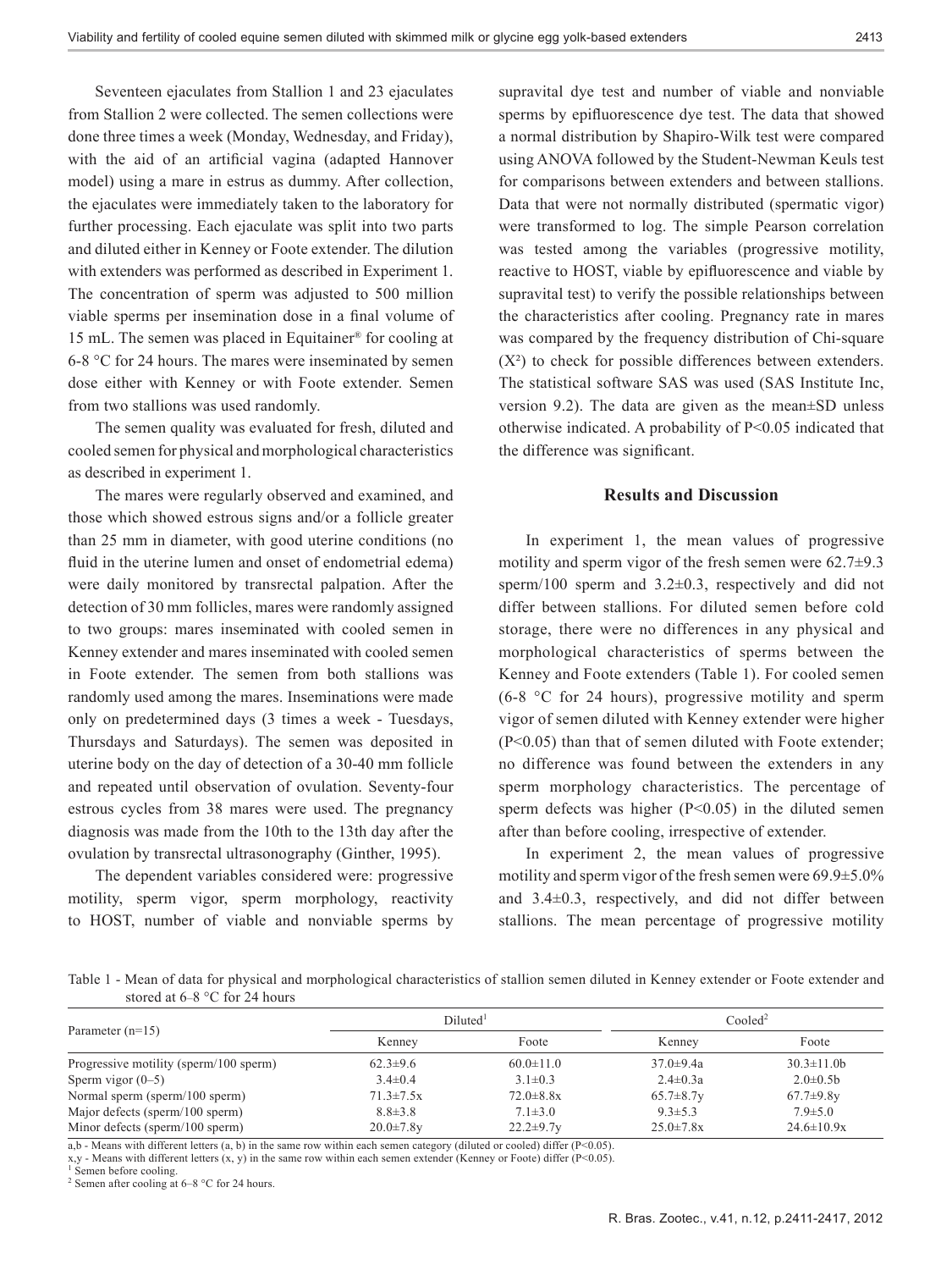Seventeen ejaculates from Stallion 1 and 23 ejaculates from Stallion 2 were collected. The semen collections were done three times a week (Monday, Wednesday, and Friday), with the aid of an artificial vagina (adapted Hannover model) using a mare in estrus as dummy. After collection, the ejaculates were immediately taken to the laboratory for further processing. Each ejaculate was split into two parts and diluted either in Kenney or Foote extender. The dilution with extenders was performed as described in Experiment 1. The concentration of sperm was adjusted to 500 million viable sperms per insemination dose in a final volume of 15 mL. The semen was placed in Equitainer® for cooling at 6-8 °C for 24 hours. The mares were inseminated by semen dose either with Kenney or with Foote extender. Semen from two stallions was used randomly.

The semen quality was evaluated for fresh, diluted and cooled semen for physical and morphological characteristics as described in experiment 1.

The mares were regularly observed and examined, and those which showed estrous signs and/or a follicle greater than 25 mm in diameter, with good uterine conditions (no fluid in the uterine lumen and onset of endometrial edema) were daily monitored by transrectal palpation. After the detection of 30 mm follicles, mares were randomly assigned to two groups: mares inseminated with cooled semen in Kenney extender and mares inseminated with cooled semen in Foote extender. The semen from both stallions was randomly used among the mares. Inseminations were made only on predetermined days (3 times a week - Tuesdays, Thursdays and Saturdays). The semen was deposited in uterine body on the day of detection of a 30-40 mm follicle and repeated until observation of ovulation. Seventy-four estrous cycles from 38 mares were used. The pregnancy diagnosis was made from the 10th to the 13th day after the ovulation by transrectal ultrasonography (Ginther, 1995).

The dependent variables considered were: progressive motility, sperm vigor, sperm morphology, reactivity to HOST, number of viable and nonviable sperms by supravital dye test and number of viable and nonviable sperms by epifluorescence dye test. The data that showed a normal distribution by Shapiro-Wilk test were compared using ANOVA followed by the Student-Newman Keuls test for comparisons between extenders and between stallions. Data that were not normally distributed (spermatic vigor) were transformed to log. The simple Pearson correlation was tested among the variables (progressive motility, reactive to HOST, viable by epifluorescence and viable by supravital test) to verify the possible relationships between the characteristics after cooling. Pregnancy rate in mares was compared by the frequency distribution of Chi-square ($X^2$) to check for possible differences between extenders. The statistical software SAS was used (SAS Institute Inc, version 9.2). The data are given as the mean±SD unless otherwise indicated. A probability of $P<0.05$ indicated that the difference was significant.

## Results and Discussion

In experiment 1, the mean values of progressive motility and sperm vigor of the fresh semen were 62.7±9.3 sperm/100 sperm and 3.2±0.3, respectively and did not differ between stallions. For diluted semen before cold storage, there were no differences in any physical and morphological characteristics of sperms between the Kenney and Foote extenders (Table 1). For cooled semen (6-8 °C for 24 hours), progressive motility and sperm vigor of semen diluted with Kenney extender were higher ($P<0.05$) than that of semen diluted with Foote extender; no difference was found between the extenders in any sperm morphology characteristics. The percentage of sperm defects was higher ($P<0.05$) in the diluted semen after than before cooling, irrespective of extender.

In experiment 2, the mean values of progressive motility and sperm vigor of the fresh semen were 69.9±5.0% and 3.4±0.3, respectively, and did not differ between stallions. The mean percentage of progressive motility

Table 1 - Mean of data for physical and morphological characteristics of stallion semen diluted in Kenney extender or Foote extender and stored at 6–8 °C for 24 hours

| Parameter (n=15) | Diluted[1] | | Cooled[2] | |
|---|---|---|---|---|
| | Kenney | Foote | Kenney | Foote |
| Progressive motility (sperm/100 sperm) | 62.3±9.6 | 60.0±11.0 | 37.0±9.4a | 30.3±11.0b |
| Sperm vigor (0–5) | 3.4±0.4 | 3.1±0.3 | 2.4±0.3a | 2.0±0.5b |
| Normal sperm (sperm/100 sperm) | 71.3±7.5x | 72.0±8.8x | 65.7±8.7y | 67.7±9.8y |
| Major defects (sperm/100 sperm) | 8.8±3.8 | 7.1±3.0 | 9.3±5.3 | 7.9±5.0 |
| Minor defects (sperm/100 sperm) | 20.0±7.8y | 22.2±9.7y | 25.0±7.8x | 24.6±10.9x |

a,b - Means with different letters (a, b) in the same row within each semen category (diluted or cooled) differ ($P<0.05$).
x,y - Means with different letters (x, y) in the same row within each semen extender (Kenney or Foote) differ ($P<0.05$).
[1] Semen before cooling.
[2] Semen after cooling at 6–8 °C for 24 hours.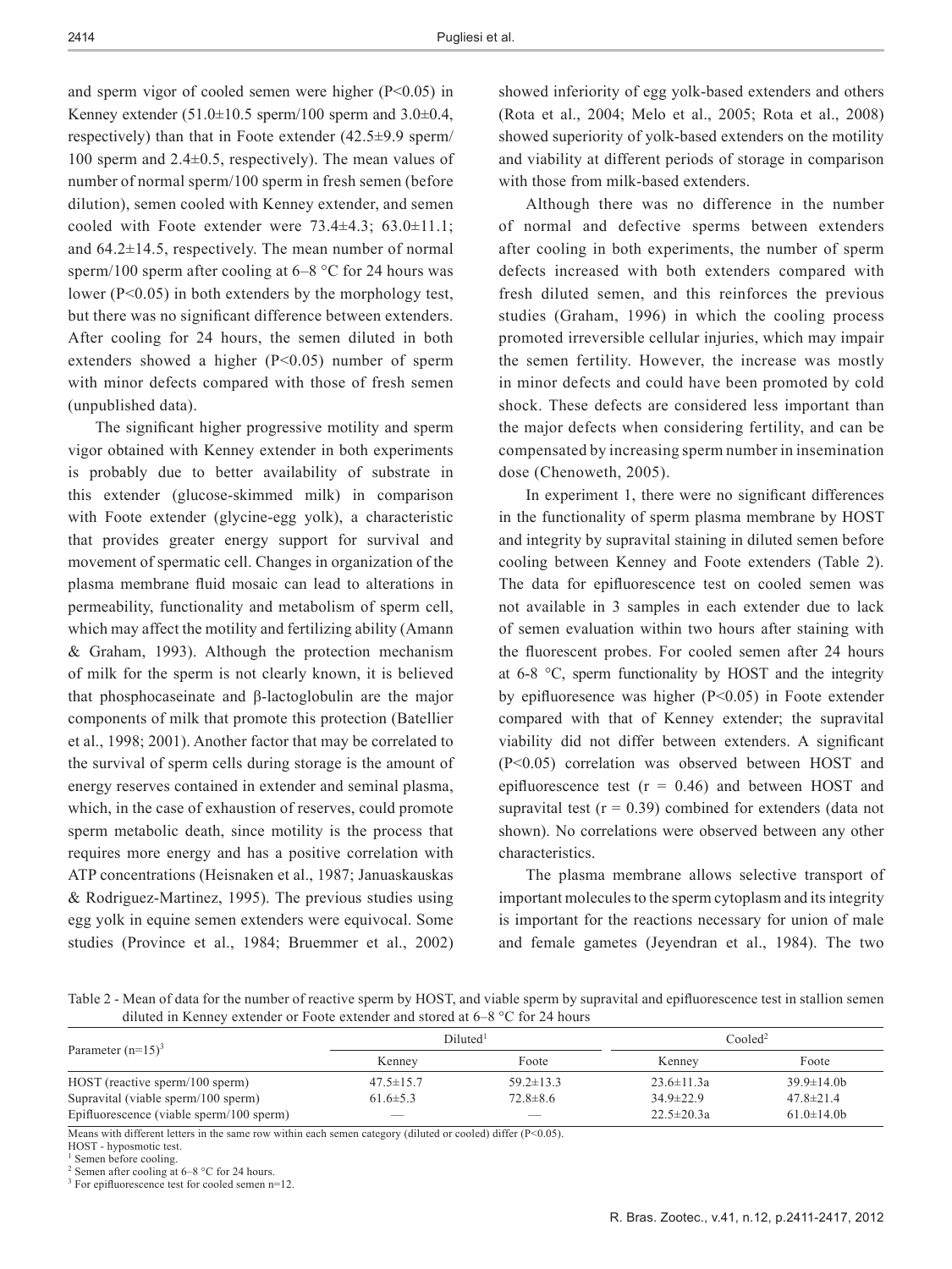and sperm vigor of cooled semen were higher ($P<0.05$) in Kenney extender (51.0±10.5 sperm/100 sperm and 3.0±0.4, respectively) than that in Foote extender (42.5±9.9 sperm/100 sperm and 2.4±0.5, respectively). The mean values of number of normal sperm/100 sperm in fresh semen (before dilution), semen cooled with Kenney extender, and semen cooled with Foote extender were 73.4±4.3; 63.0±11.1; and 64.2±14.5, respectively. The mean number of normal sperm/100 sperm after cooling at 6–8 °C for 24 hours was lower ($P<0.05$) in both extenders by the morphology test, but there was no significant difference between extenders. After cooling for 24 hours, the semen diluted in both extenders showed a higher ($P<0.05$) number of sperm with minor defects compared with those of fresh semen (unpublished data).

The significant higher progressive motility and sperm vigor obtained with Kenney extender in both experiments is probably due to better availability of substrate in this extender (glucose-skimmed milk) in comparison with Foote extender (glycine-egg yolk), a characteristic that provides greater energy support for survival and movement of spermatic cell. Changes in organization of the plasma membrane fluid mosaic can lead to alterations in permeability, functionality and metabolism of sperm cell, which may affect the motility and fertilizing ability (Amann & Graham, 1993). Although the protection mechanism of milk for the sperm is not clearly known, it is believed that phosphocaseinate and β-lactoglobulin are the major components of milk that promote this protection (Batellier et al., 1998; 2001). Another factor that may be correlated to the survival of sperm cells during storage is the amount of energy reserves contained in extender and seminal plasma, which, in the case of exhaustion of reserves, could promote sperm metabolic death, since motility is the process that requires more energy and has a positive correlation with ATP concentrations (Heisnaken et al., 1987; Januaskauskas & Rodriguez-Martinez, 1995). The previous studies using egg yolk in equine semen extenders were equivocal. Some studies (Province et al., 1984; Bruemmer et al., 2002) showed inferiority of egg yolk-based extenders and others (Rota et al., 2004; Melo et al., 2005; Rota et al., 2008) showed superiority of yolk-based extenders on the motility and viability at different periods of storage in comparison with those from milk-based extenders.

Although there was no difference in the number of normal and defective sperms between extenders after cooling in both experiments, the number of sperm defects increased with both extenders compared with fresh diluted semen, and this reinforces the previous studies (Graham, 1996) in which the cooling process promoted irreversible cellular injuries, which may impair the semen fertility. However, the increase was mostly in minor defects and could have been promoted by cold shock. These defects are considered less important than the major defects when considering fertility, and can be compensated by increasing sperm number in insemination dose (Chenoweth, 2005).

In experiment 1, there were no significant differences in the functionality of sperm plasma membrane by HOST and integrity by supravital staining in diluted semen before cooling between Kenney and Foote extenders (Table 2). The data for epifluorescence test on cooled semen was not available in 3 samples in each extender due to lack of semen evaluation within two hours after staining with the fluorescent probes. For cooled semen after 24 hours at 6-8 °C, sperm functionality by HOST and the integrity by epifluoresence was higher ($P<0.05$) in Foote extender compared with that of Kenney extender; the supravital viability did not differ between extenders. A significant ($P<0.05$) correlation was observed between HOST and epifluorescence test ($r = 0.46$) and between HOST and supravital test ($r = 0.39$) combined for extenders (data not shown). No correlations were observed between any other characteristics.

The plasma membrane allows selective transport of important molecules to the sperm cytoplasm and its integrity is important for the reactions necessary for union of male and female gametes (Jeyendran et al., 1984). The two

Table 2 - Mean of data for the number of reactive sperm by HOST, and viable sperm by supravital and epifluorescence test in stallion semen diluted in Kenney extender or Foote extender and stored at 6–8 °C for 24 hours

| Parameter (n=15)[3] | Diluted[1] | | Cooled[2] | |
|---|---|---|---|---|
| | Kenney | Foote | Kenney | Foote |
| HOST (reactive sperm/100 sperm) | 47.5±15.7 | 59.2±13.3 | 23.6±11.3a | 39.9±14.0b |
| Supravital (viable sperm/100 sperm) | 61.6±5.3 | 72.8±8.6 | 34.9±22.9 | 47.8±21.4 |
| Epifluorescence (viable sperm/100 sperm) | — | — | 22.5±20.3a | 61.0±14.0b |

Means with different letters in the same row within each semen category (diluted or cooled) differ ($P<0.05$).
HOST - hyposmotic test.
[1] Semen before cooling.
[2] Semen after cooling at 6–8 °C for 24 hours.
[3] For epifluorescence test for cooled semen n=12.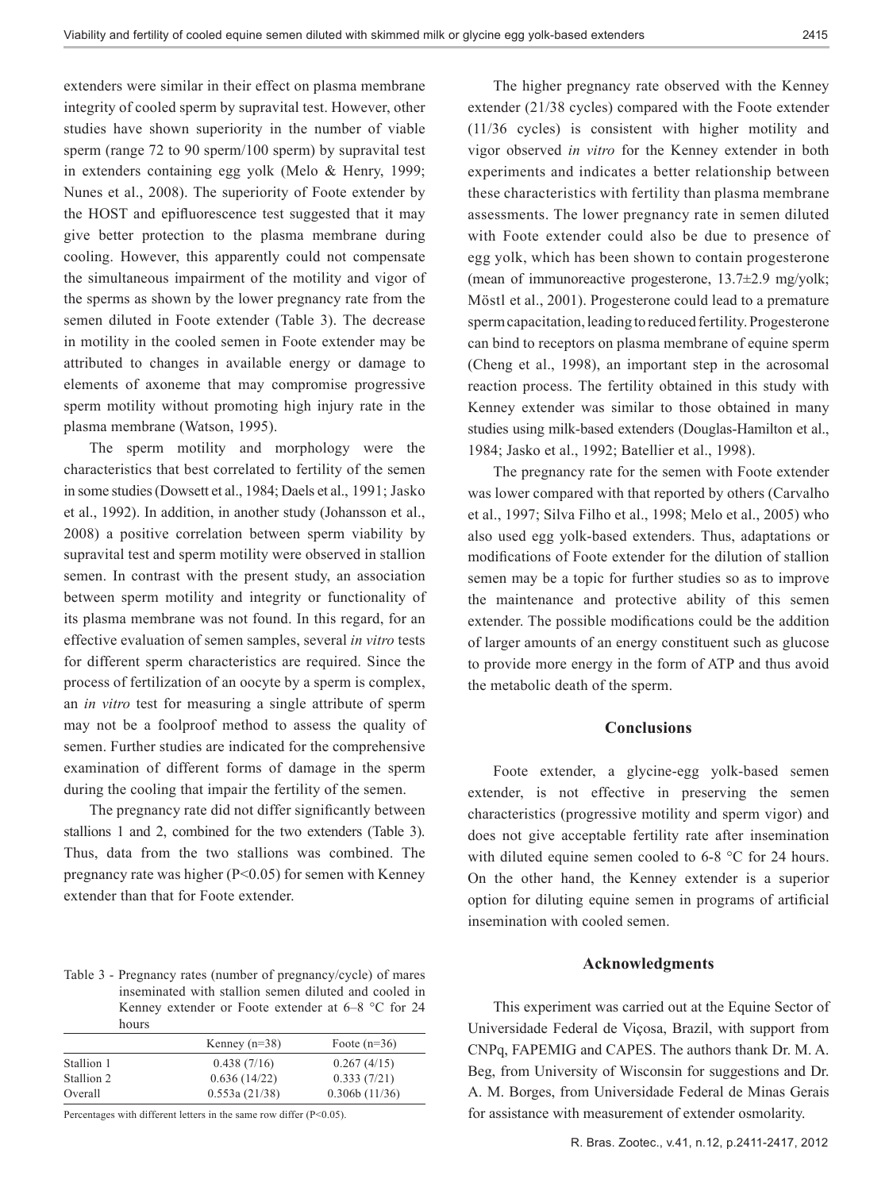extenders were similar in their effect on plasma membrane integrity of cooled sperm by supravital test. However, other studies have shown superiority in the number of viable sperm (range 72 to 90 sperm/100 sperm) by supravital test in extenders containing egg yolk (Melo & Henry, 1999; Nunes et al., 2008). The superiority of Foote extender by the HOST and epifluorescence test suggested that it may give better protection to the plasma membrane during cooling. However, this apparently could not compensate the simultaneous impairment of the motility and vigor of the sperms as shown by the lower pregnancy rate from the semen diluted in Foote extender (Table 3). The decrease in motility in the cooled semen in Foote extender may be attributed to changes in available energy or damage to elements of axoneme that may compromise progressive sperm motility without promoting high injury rate in the plasma membrane (Watson, 1995).

The sperm motility and morphology were the characteristics that best correlated to fertility of the semen in some studies (Dowsett et al., 1984; Daels et al., 1991; Jasko et al., 1992). In addition, in another study (Johansson et al., 2008) a positive correlation between sperm viability by supravital test and sperm motility were observed in stallion semen. In contrast with the present study, an association between sperm motility and integrity or functionality of its plasma membrane was not found. In this regard, for an effective evaluation of semen samples, several *in vitro* tests for different sperm characteristics are required. Since the process of fertilization of an oocyte by a sperm is complex, an *in vitro* test for measuring a single attribute of sperm may not be a foolproof method to assess the quality of semen. Further studies are indicated for the comprehensive examination of different forms of damage in the sperm during the cooling that impair the fertility of the semen.

The pregnancy rate did not differ significantly between stallions 1 and 2, combined for the two extenders (Table 3). Thus, data from the two stallions was combined. The pregnancy rate was higher ($P<0.05$) for semen with Kenney extender than that for Foote extender.

Table 3 - Pregnancy rates (number of pregnancy/cycle) of mares inseminated with stallion semen diluted and cooled in Kenney extender or Foote extender at 6–8 °C for 24 hours

| | Kenney (n=38) | Foote (n=36) |
|---|---|---|
| Stallion 1 | 0.438 (7/16) | 0.267 (4/15) |
| Stallion 2 | 0.636 (14/22) | 0.333 (7/21) |
| Overall | 0.553a (21/38) | 0.306b (11/36) |

Percentages with different letters in the same row differ ($P<0.05$).

The higher pregnancy rate observed with the Kenney extender (21/38 cycles) compared with the Foote extender (11/36 cycles) is consistent with higher motility and vigor observed *in vitro* for the Kenney extender in both experiments and indicates a better relationship between these characteristics with fertility than plasma membrane assessments. The lower pregnancy rate in semen diluted with Foote extender could also be due to presence of egg yolk, which has been shown to contain progesterone (mean of immunoreactive progesterone, 13.7±2.9 mg/yolk; Möstl et al., 2001). Progesterone could lead to a premature sperm capacitation, leading to reduced fertility. Progesterone can bind to receptors on plasma membrane of equine sperm (Cheng et al., 1998), an important step in the acrosomal reaction process. The fertility obtained in this study with Kenney extender was similar to those obtained in many studies using milk-based extenders (Douglas-Hamilton et al., 1984; Jasko et al., 1992; Batellier et al., 1998).

The pregnancy rate for the semen with Foote extender was lower compared with that reported by others (Carvalho et al., 1997; Silva Filho et al., 1998; Melo et al., 2005) who also used egg yolk-based extenders. Thus, adaptations or modifications of Foote extender for the dilution of stallion semen may be a topic for further studies so as to improve the maintenance and protective ability of this semen extender. The possible modifications could be the addition of larger amounts of an energy constituent such as glucose to provide more energy in the form of ATP and thus avoid the metabolic death of the sperm.

## Conclusions

Foote extender, a glycine-egg yolk-based semen extender, is not effective in preserving the semen characteristics (progressive motility and sperm vigor) and does not give acceptable fertility rate after insemination with diluted equine semen cooled to 6-8 °C for 24 hours. On the other hand, the Kenney extender is a superior option for diluting equine semen in programs of artificial insemination with cooled semen.

## Acknowledgments

This experiment was carried out at the Equine Sector of Universidade Federal de Viçosa, Brazil, with support from CNPq, FAPEMIG and CAPES. The authors thank Dr. M. A. Beg, from University of Wisconsin for suggestions and Dr. A. M. Borges, from Universidade Federal de Minas Gerais for assistance with measurement of extender osmolarity.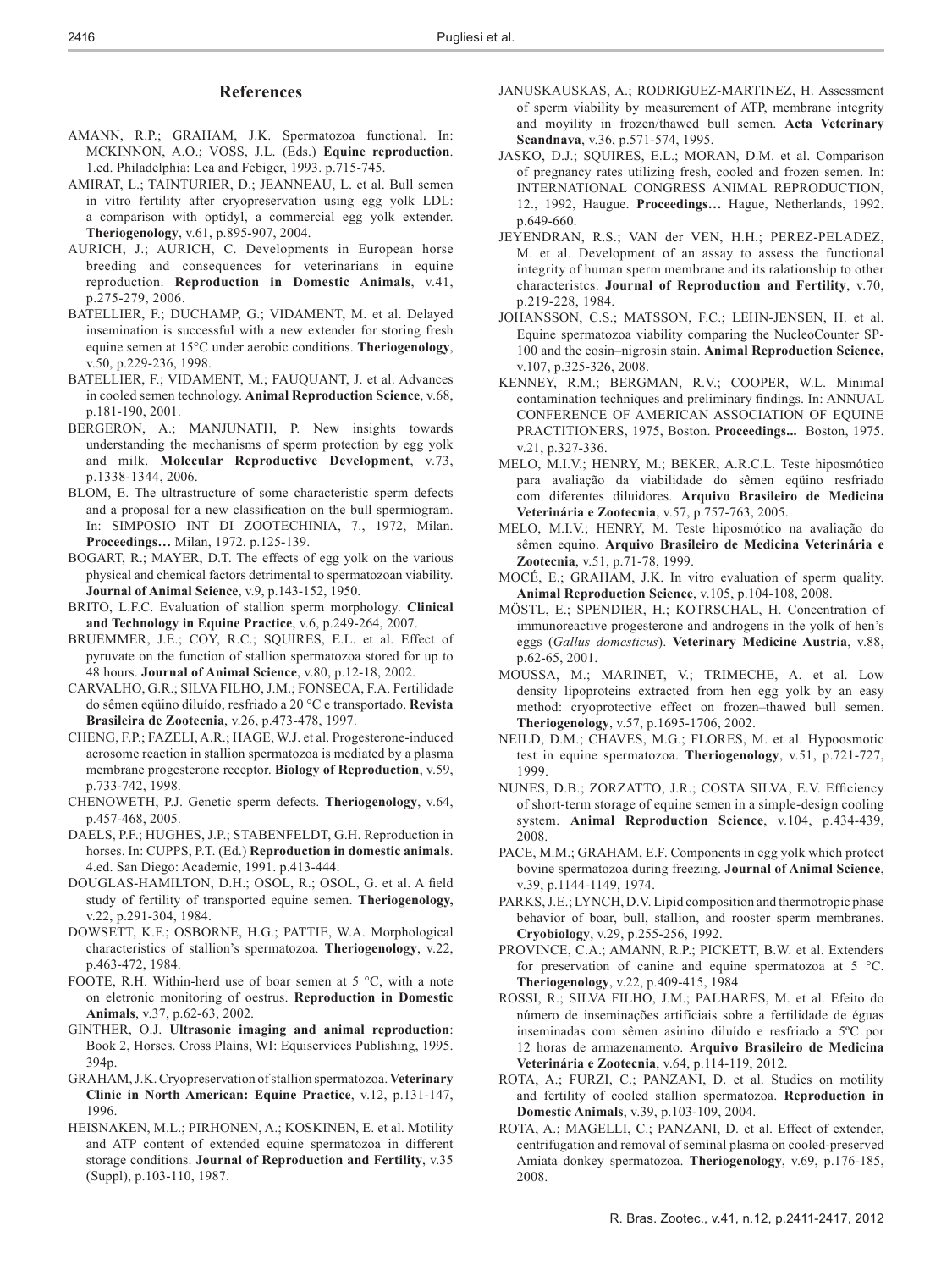## References

AMANN, R.P.; GRAHAM, J.K. Spermatozoa functional. In: MCKINNON, A.O.; VOSS, J.L. (Eds.) **Equine reproduction**. 1.ed. Philadelphia: Lea and Febiger, 1993. p.715-745.

AMIRAT, L.; TAINTURIER, D.; JEANNEAU, L. et al. Bull semen in vitro fertility after cryopreservation using egg yolk LDL: a comparison with optidyl, a commercial egg yolk extender. **Theriogenology**, v.61, p.895-907, 2004.

AURICH, J.; AURICH, C. Developments in European horse breeding and consequences for veterinarians in equine reproduction. **Reproduction in Domestic Animals**, v.41, p.275-279, 2006.

BATELLIER, F.; DUCHAMP, G.; VIDAMENT, M. et al. Delayed insemination is successful with a new extender for storing fresh equine semen at 15°C under aerobic conditions. **Theriogenology**, v.50, p.229-236, 1998.

BATELLIER, F.; VIDAMENT, M.; FAUQUANT, J. et al. Advances in cooled semen technology. **Animal Reproduction Science**, v.68, p.181-190, 2001.

BERGERON, A.; MANJUNATH, P. New insights towards understanding the mechanisms of sperm protection by egg yolk and milk. **Molecular Reproductive Development**, v.73, p.1338-1344, 2006.

BLOM, E. The ultrastructure of some characteristic sperm defects and a proposal for a new classification on the bull spermiogram. In: SIMPOSIO INT DI ZOOTECHINIA, 7., 1972, Milan. **Proceedings…** Milan, 1972. p.125-139.

BOGART, R.; MAYER, D.T. The effects of egg yolk on the various physical and chemical factors detrimental to spermatozoan viability. **Journal of Animal Science**, v.9, p.143-152, 1950.

BRITO, L.F.C. Evaluation of stallion sperm morphology. **Clinical and Technology in Equine Practice**, v.6, p.249-264, 2007.

BRUEMMER, J.E.; COY, R.C.; SQUIRES, E.L. et al. Effect of pyruvate on the function of stallion spermatozoa stored for up to 48 hours. **Journal of Animal Science**, v.80, p.12-18, 2002.

CARVALHO, G.R.; SILVA FILHO, J.M.; FONSECA, F.A. Fertilidade do sêmen eqüino diluído, resfriado a 20 °C e transportado. **Revista Brasileira de Zootecnia**, v.26, p.473-478, 1997.

CHENG, F.P.; FAZELI, A.R.; HAGE, W.J. et al. Progesterone-induced acrosome reaction in stallion spermatozoa is mediated by a plasma membrane progesterone receptor. **Biology of Reproduction**, v.59, p.733-742, 1998.

CHENOWETH, P.J. Genetic sperm defects. **Theriogenology**, v.64, p.457-468, 2005.

DAELS, P.F.; HUGHES, J.P.; STABENFELDT, G.H. Reproduction in horses. In: CUPPS, P.T. (Ed.) **Reproduction in domestic animals**. 4.ed. San Diego: Academic, 1991. p.413-444.

DOUGLAS-HAMILTON, D.H.; OSOL, R.; OSOL, G. et al. A field study of fertility of transported equine semen. **Theriogenology,** v.22, p.291-304, 1984.

DOWSETT, K.F.; OSBORNE, H.G.; PATTIE, W.A. Morphological characteristics of stallion's spermatozoa. **Theriogenology**, v.22, p.463-472, 1984.

FOOTE, R.H. Within-herd use of boar semen at 5 °C, with a note on eletronic monitoring of oestrus. **Reproduction in Domestic Animals**, v.37, p.62-63, 2002.

GINTHER, O.J. **Ultrasonic imaging and animal reproduction**: Book 2, Horses. Cross Plains, WI: Equiservices Publishing, 1995. 394p.

GRAHAM, J.K. Cryopreservation of stallion spermatozoa. **Veterinary Clinic in North American: Equine Practice**, v.12, p.131-147, 1996.

HEISNAKEN, M.L.; PIRHONEN, A.; KOSKINEN, E. et al. Motility and ATP content of extended equine spermatozoa in different storage conditions. **Journal of Reproduction and Fertility**, v.35 (Suppl), p.103-110, 1987.

JANUSKAUSKAS, A.; RODRIGUEZ-MARTINEZ, H. Assessment of sperm viability by measurement of ATP, membrane integrity and moyility in frozen/thawed bull semen. **Acta Veterinary Scandnava**, v.36, p.571-574, 1995.

JASKO, D.J.; SQUIRES, E.L.; MORAN, D.M. et al. Comparison of pregnancy rates utilizing fresh, cooled and frozen semen. In: INTERNATIONAL CONGRESS ANIMAL REPRODUCTION, 12., 1992, Haugue. **Proceedings…** Hague, Netherlands, 1992. p.649-660.

JEYENDRAN, R.S.; VAN der VEN, H.H.; PEREZ-PELADEZ, M. et al. Development of an assay to assess the functional integrity of human sperm membrane and its ralationship to other characteristcs. **Journal of Reproduction and Fertility**, v.70, p.219-228, 1984.

JOHANSSON, C.S.; MATSSON, F.C.; LEHN-JENSEN, H. et al. Equine spermatozoa viability comparing the NucleoCounter SP-100 and the eosin–nigrosin stain. **Animal Reproduction Science,** v.107, p.325-326, 2008.

KENNEY, R.M.; BERGMAN, R.V.; COOPER, W.L. Minimal contamination techniques and preliminary findings. In: ANNUAL CONFERENCE OF AMERICAN ASSOCIATION OF EQUINE PRACTITIONERS, 1975, Boston. **Proceedings...** Boston, 1975. v.21, p.327-336.

MELO, M.I.V.; HENRY, M.; BEKER, A.R.C.L. Teste hiposmótico para avaliação da viabilidade do sêmen eqüino resfriado com diferentes diluidores. **Arquivo Brasileiro de Medicina Veterinária e Zootecnia**, v.57, p.757-763, 2005.

MELO, M.I.V.; HENRY, M. Teste hiposmótico na avaliação do sêmen equino. **Arquivo Brasileiro de Medicina Veterinária e Zootecnia**, v.51, p.71-78, 1999.

MOCÉ, E.; GRAHAM, J.K. In vitro evaluation of sperm quality. **Animal Reproduction Science**, v.105, p.104-108, 2008.

MÖSTL, E.; SPENDIER, H.; KOTRSCHAL, H. Concentration of immunoreactive progesterone and androgens in the yolk of hen's eggs (*Gallus domesticus*). **Veterinary Medicine Austria**, v.88, p.62-65, 2001.

MOUSSA, M.; MARINET, V.; TRIMECHE, A. et al. Low density lipoproteins extracted from hen egg yolk by an easy method: cryoprotective effect on frozen–thawed bull semen. **Theriogenology**, v.57, p.1695-1706, 2002.

NEILD, D.M.; CHAVES, M.G.; FLORES, M. et al. Hypoosmotic test in equine spermatozoa. **Theriogenology**, v.51, p.721-727, 1999.

NUNES, D.B.; ZORZATTO, J.R.; COSTA SILVA, E.V. Efficiency of short-term storage of equine semen in a simple-design cooling system. **Animal Reproduction Science**, v.104, p.434-439, 2008.

PACE, M.M.; GRAHAM, E.F. Components in egg yolk which protect bovine spermatozoa during freezing. **Journal of Animal Science**, v.39, p.1144-1149, 1974.

PARKS, J.E.; LYNCH, D.V. Lipid composition and thermotropic phase behavior of boar, bull, stallion, and rooster sperm membranes. **Cryobiology**, v.29, p.255-256, 1992.

PROVINCE, C.A.; AMANN, R.P.; PICKETT, B.W. et al. Extenders for preservation of canine and equine spermatozoa at 5 °C. **Theriogenology**, v.22, p.409-415, 1984.

ROSSI, R.; SILVA FILHO, J.M.; PALHARES, M. et al. Efeito do número de inseminações artificiais sobre a fertilidade de éguas inseminadas com sêmen asinino diluído e resfriado a 5ºC por 12 horas de armazenamento. **Arquivo Brasileiro de Medicina Veterinária e Zootecnia**, v.64, p.114-119, 2012.

ROTA, A.; FURZI, C.; PANZANI, D. et al. Studies on motility and fertility of cooled stallion spermatozoa. **Reproduction in Domestic Animals**, v.39, p.103-109, 2004.

ROTA, A.; MAGELLI, C.; PANZANI, D. et al. Effect of extender, centrifugation and removal of seminal plasma on cooled-preserved Amiata donkey spermatozoa. **Theriogenology**, v.69, p.176-185, 2008.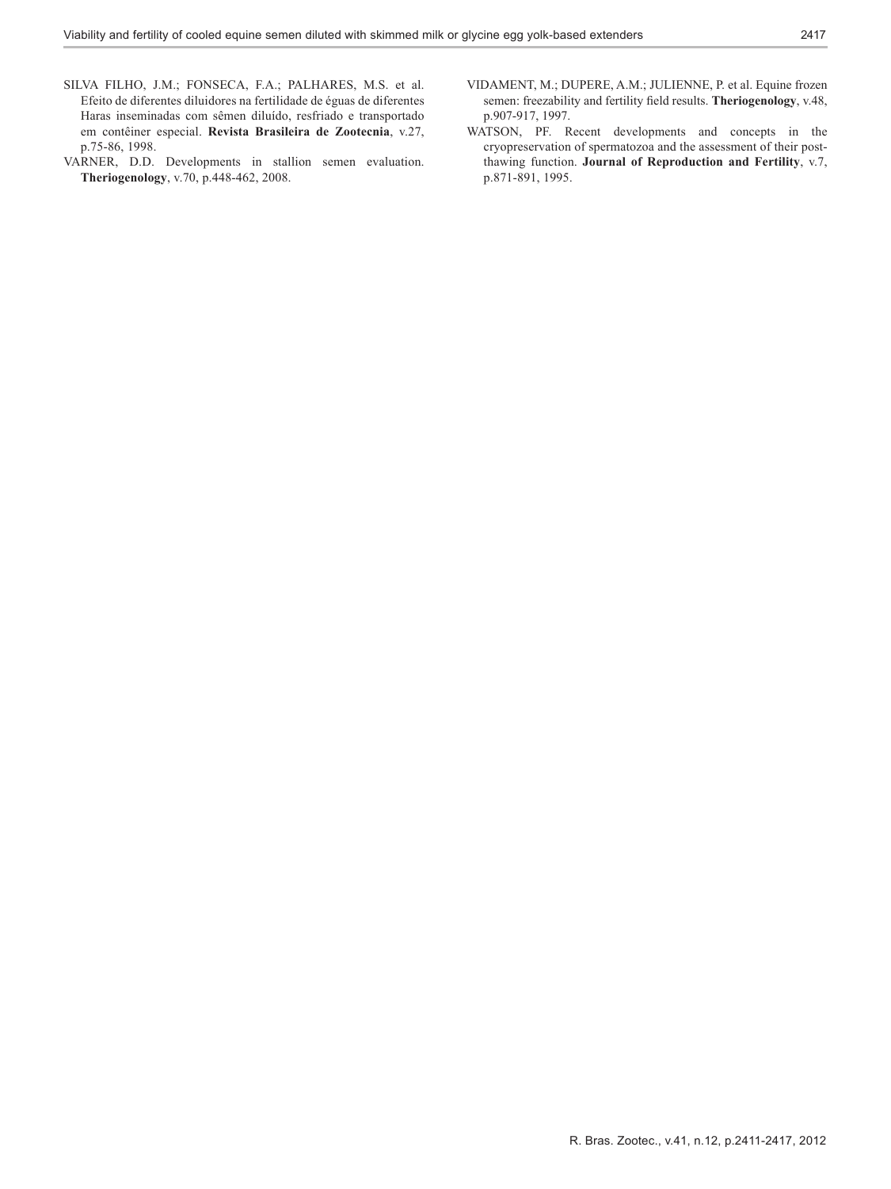SILVA FILHO, J.M.; FONSECA, F.A.; PALHARES, M.S. et al. Efeito de diferentes diluidores na fertilidade de éguas de diferentes Haras inseminadas com sêmen diluído, resfriado e transportado em contêiner especial. **Revista Brasileira de Zootecnia**, v.27, p.75-86, 1998.

VARNER, D.D. Developments in stallion semen evaluation. **Theriogenology**, v.70, p.448-462, 2008.

VIDAMENT, M.; DUPERE, A.M.; JULIENNE, P. et al. Equine frozen semen: freezability and fertility field results. **Theriogenology**, v.48, p.907-917, 1997.

WATSON, PF. Recent developments and concepts in the cryopreservation of spermatozoa and the assessment of their post-thawing function. **Journal of Reproduction and Fertility**, v.7, p.871-891, 1995.